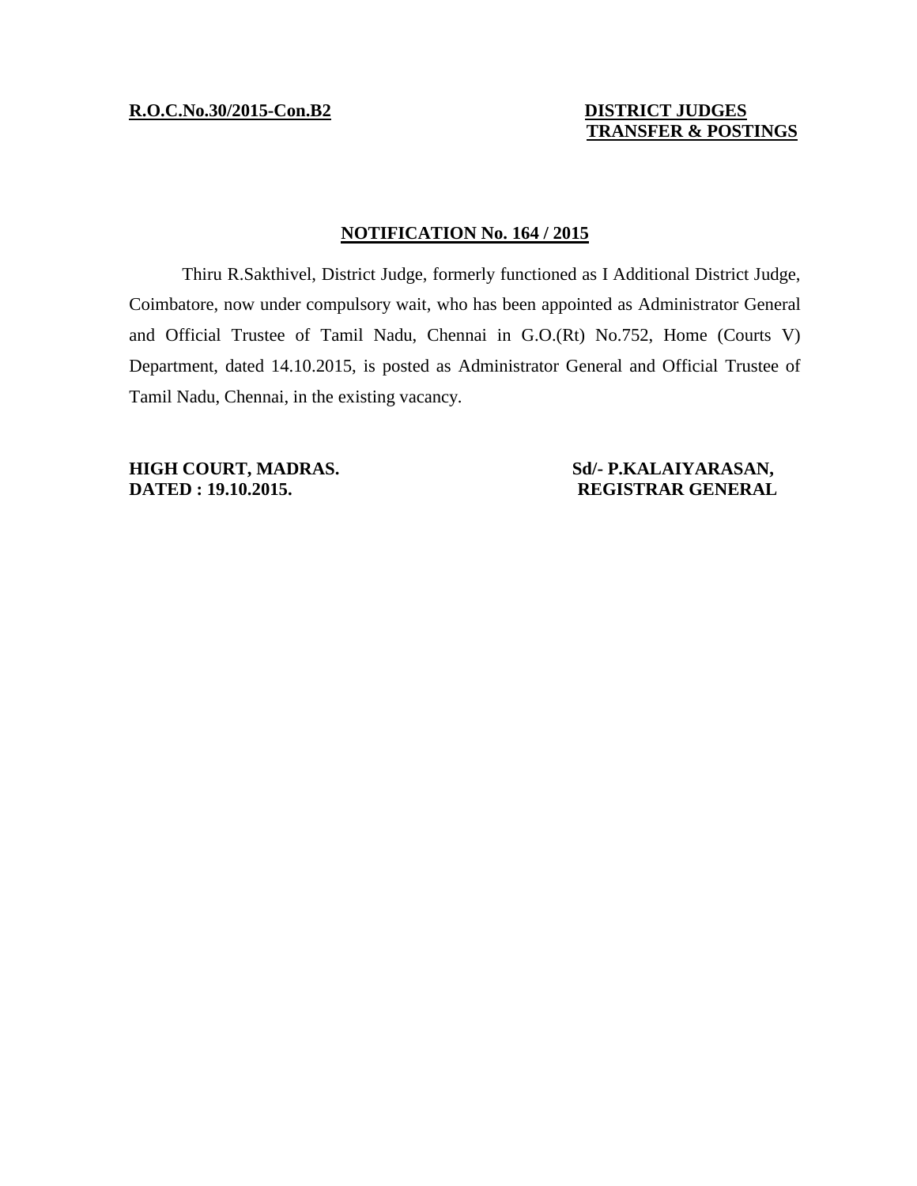**R.O.C.No.30/2015-Con.B2**

**DISTRICT JUDGES**
**TRANSFER & POSTINGS**

## NOTIFICATION No. 164 / 2015

Thiru R.Sakthivel, District Judge, formerly functioned as I Additional District Judge, Coimbatore, now under compulsory wait, who has been appointed as Administrator General and Official Trustee of Tamil Nadu, Chennai in G.O.(Rt) No.752, Home (Courts V) Department, dated 14.10.2015, is posted as Administrator General and Official Trustee of Tamil Nadu, Chennai, in the existing vacancy.

**HIGH COURT, MADRAS.**
**DATED : 19.10.2015.**

**Sd/- P.KALAIYARASAN,**
**REGISTRAR GENERAL**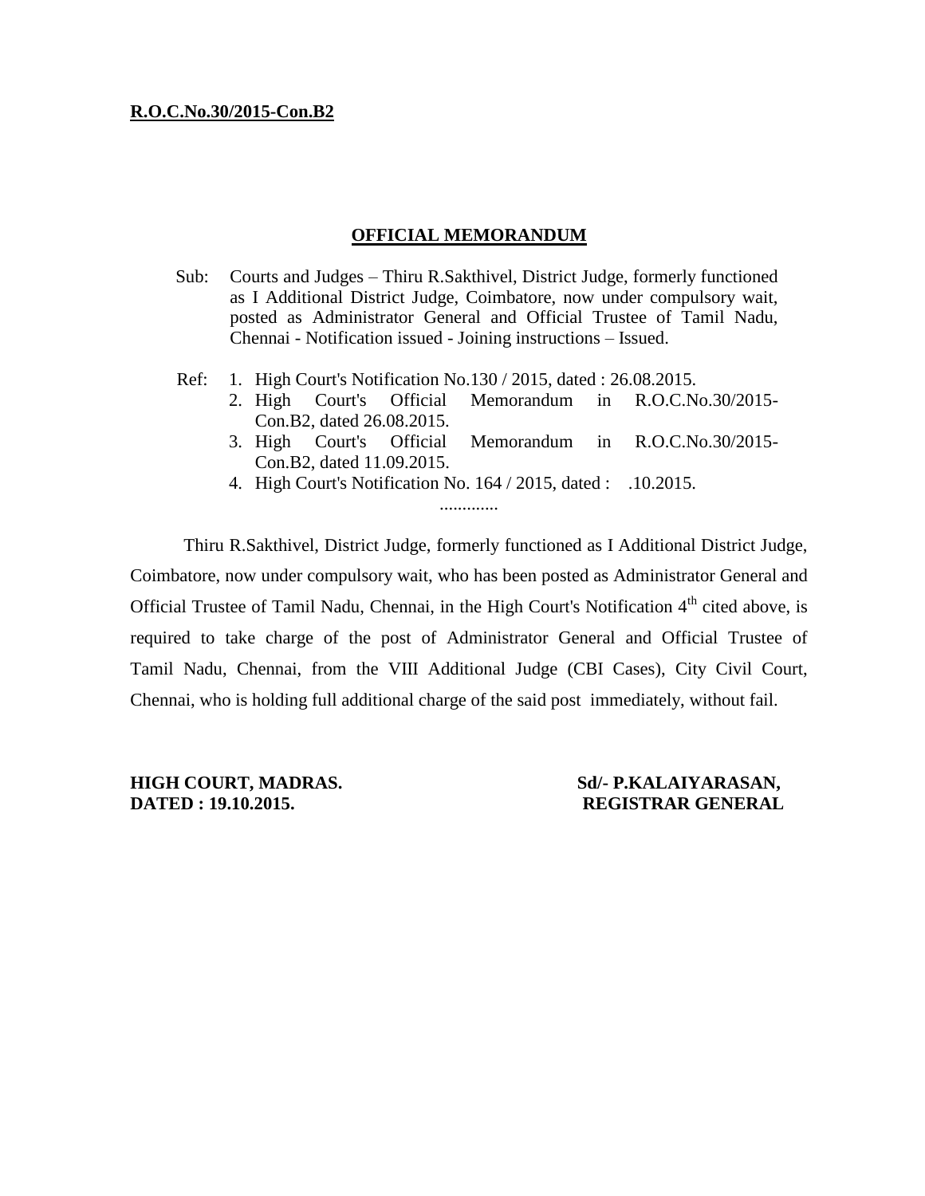**R.O.C.No.30/2015-Con.B2**

## OFFICIAL MEMORANDUM

Sub: Courts and Judges – Thiru R.Sakthivel, District Judge, formerly functioned as I Additional District Judge, Coimbatore, now under compulsory wait, posted as Administrator General and Official Trustee of Tamil Nadu, Chennai - Notification issued - Joining instructions – Issued.

Ref:
1. High Court's Notification No.130 / 2015, dated : 26.08.2015.
2. High Court's Official Memorandum in R.O.C.No.30/2015-Con.B2, dated 26.08.2015.
3. High Court's Official Memorandum in R.O.C.No.30/2015-Con.B2, dated 11.09.2015.
4. High Court's Notification No. 164 / 2015, dated : .10.2015.

.............

Thiru R.Sakthivel, District Judge, formerly functioned as I Additional District Judge, Coimbatore, now under compulsory wait, who has been posted as Administrator General and Official Trustee of Tamil Nadu, Chennai, in the High Court's Notification 4th cited above, is required to take charge of the post of Administrator General and Official Trustee of Tamil Nadu, Chennai, from the VIII Additional Judge (CBI Cases), City Civil Court, Chennai, who is holding full additional charge of the said post immediately, without fail.

**HIGH COURT, MADRAS.**
**DATED : 19.10.2015.**

**Sd/- P.KALAIYARASAN,**
**REGISTRAR GENERAL**